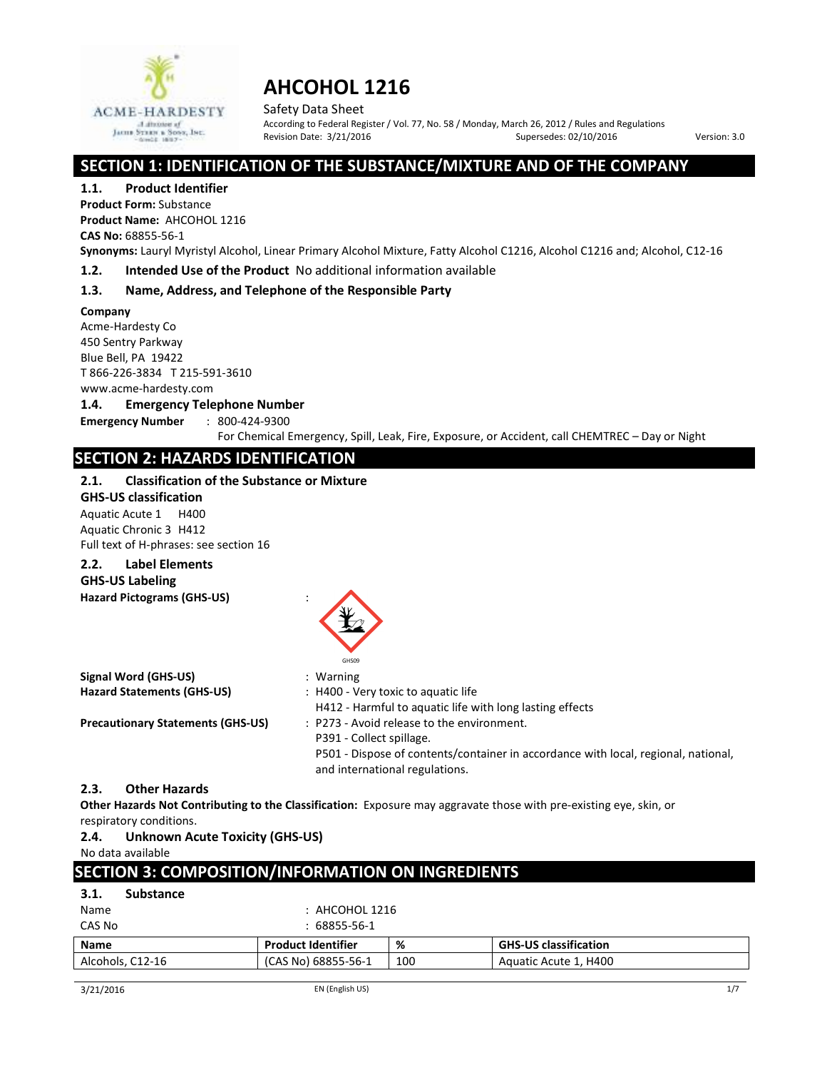# AHCOHOL 1216

Safety Data Sheet

According to Federal Register / Vol. 77, No. 58 / Monday, March 26, 2012 / Rules and Regulations

Revision Date: 3/21/2016 Supersedes: 02/10/2016 Version: 3.0

## SECTION 1: IDENTIFICATION OF THE SUBSTANCE/MIXTURE AND OF THE COMPANY

### 1.1. Product Identifier

**Product Form:** Substance

**Product Name:** AHCOHOL 1216

**CAS No:** 68855-56-1

**Synonyms:** Lauryl Myristyl Alcohol, Linear Primary Alcohol Mixture, Fatty Alcohol C1216, Alcohol C1216 and; Alcohol, C12-16

### 1.2. Intended Use of the Product No additional information available

### 1.3. Name, Address, and Telephone of the Responsible Party

**Company**

Acme-Hardesty Co
450 Sentry Parkway
Blue Bell, PA 19422
T 866-226-3834 T 215-591-3610
www.acme-hardesty.com

### 1.4. Emergency Telephone Number

**Emergency Number** : 800-424-9300
For Chemical Emergency, Spill, Leak, Fire, Exposure, or Accident, call CHEMTREC – Day or Night

## SECTION 2: HAZARDS IDENTIFICATION

### 2.1. Classification of the Substance or Mixture

**GHS-US classification**

Aquatic Acute 1 H400
Aquatic Chronic 3 H412
Full text of H-phrases: see section 16

### 2.2. Label Elements

**GHS-US Labeling**

**Hazard Pictograms (GHS-US)** :

GHS09

**Signal Word (GHS-US)** : Warning

**Hazard Statements (GHS-US)** : H400 - Very toxic to aquatic life
H412 - Harmful to aquatic life with long lasting effects

**Precautionary Statements (GHS-US)** : P273 - Avoid release to the environment.
P391 - Collect spillage.
P501 - Dispose of contents/container in accordance with local, regional, national, and international regulations.

### 2.3. Other Hazards

**Other Hazards Not Contributing to the Classification:** Exposure may aggravate those with pre-existing eye, skin, or respiratory conditions.

### 2.4. Unknown Acute Toxicity (GHS-US)

No data available

## SECTION 3: COMPOSITION/INFORMATION ON INGREDIENTS

### 3.1. Substance

Name : AHCOHOL 1216
CAS No : 68855-56-1

| Name | Product Identifier | % | GHS-US classification |
|---|---|---|---|
| Alcohols, C12-16 | (CAS No) 68855-56-1 | 100 | Aquatic Acute 1, H400 |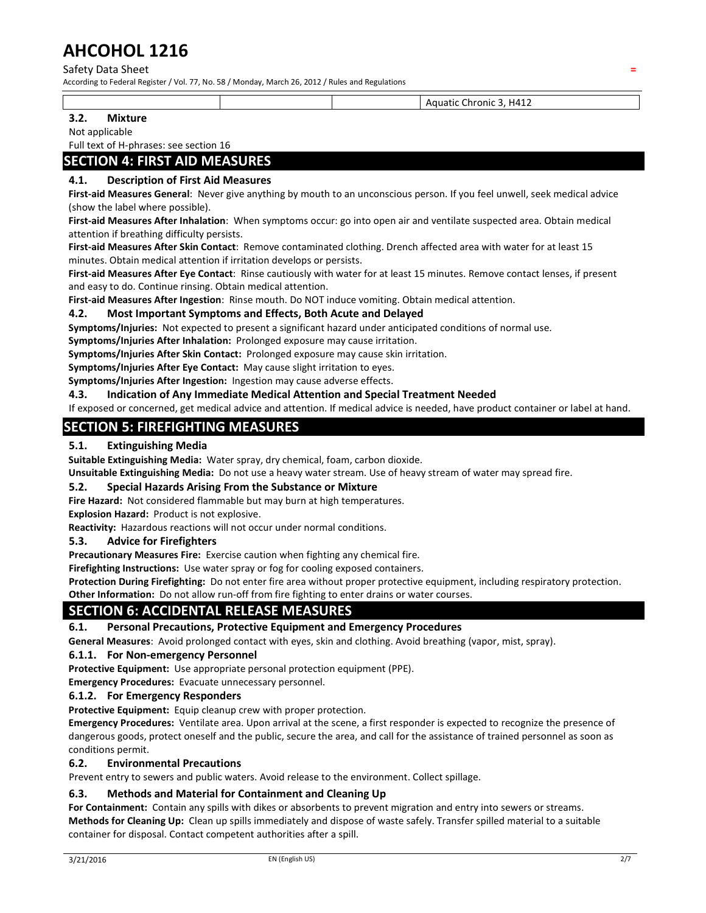| | | | Aquatic Chronic 3, H412 |
|---|---|---|---|

### 3.2. Mixture

Not applicable

Full text of H-phrases: see section 16

## SECTION 4: FIRST AID MEASURES

### 4.1. Description of First Aid Measures

**First-aid Measures General**: Never give anything by mouth to an unconscious person. If you feel unwell, seek medical advice (show the label where possible).

**First-aid Measures After Inhalation**: When symptoms occur: go into open air and ventilate suspected area. Obtain medical attention if breathing difficulty persists.

**First-aid Measures After Skin Contact**: Remove contaminated clothing. Drench affected area with water for at least 15 minutes. Obtain medical attention if irritation develops or persists.

**First-aid Measures After Eye Contact**: Rinse cautiously with water for at least 15 minutes. Remove contact lenses, if present and easy to do. Continue rinsing. Obtain medical attention.

**First-aid Measures After Ingestion**: Rinse mouth. Do NOT induce vomiting. Obtain medical attention.

### 4.2. Most Important Symptoms and Effects, Both Acute and Delayed

**Symptoms/Injuries:** Not expected to present a significant hazard under anticipated conditions of normal use.

**Symptoms/Injuries After Inhalation:** Prolonged exposure may cause irritation.

**Symptoms/Injuries After Skin Contact:** Prolonged exposure may cause skin irritation.

**Symptoms/Injuries After Eye Contact:** May cause slight irritation to eyes.

**Symptoms/Injuries After Ingestion:** Ingestion may cause adverse effects.

### 4.3. Indication of Any Immediate Medical Attention and Special Treatment Needed

If exposed or concerned, get medical advice and attention. If medical advice is needed, have product container or label at hand.

## SECTION 5: FIREFIGHTING MEASURES

### 5.1. Extinguishing Media

**Suitable Extinguishing Media:** Water spray, dry chemical, foam, carbon dioxide.

**Unsuitable Extinguishing Media:** Do not use a heavy water stream. Use of heavy stream of water may spread fire.

### 5.2. Special Hazards Arising From the Substance or Mixture

**Fire Hazard:** Not considered flammable but may burn at high temperatures.

**Explosion Hazard:** Product is not explosive.

**Reactivity:** Hazardous reactions will not occur under normal conditions.

### 5.3. Advice for Firefighters

**Precautionary Measures Fire:** Exercise caution when fighting any chemical fire.

**Firefighting Instructions:** Use water spray or fog for cooling exposed containers.

**Protection During Firefighting:** Do not enter fire area without proper protective equipment, including respiratory protection.

**Other Information:** Do not allow run-off from fire fighting to enter drains or water courses.

## SECTION 6: ACCIDENTAL RELEASE MEASURES

### 6.1. Personal Precautions, Protective Equipment and Emergency Procedures

**General Measures**: Avoid prolonged contact with eyes, skin and clothing. Avoid breathing (vapor, mist, spray).

#### 6.1.1. For Non-emergency Personnel

**Protective Equipment:** Use appropriate personal protection equipment (PPE).

**Emergency Procedures:** Evacuate unnecessary personnel.

#### 6.1.2. For Emergency Responders

**Protective Equipment:** Equip cleanup crew with proper protection.

**Emergency Procedures:** Ventilate area. Upon arrival at the scene, a first responder is expected to recognize the presence of dangerous goods, protect oneself and the public, secure the area, and call for the assistance of trained personnel as soon as conditions permit.

### 6.2. Environmental Precautions

Prevent entry to sewers and public waters. Avoid release to the environment. Collect spillage.

### 6.3. Methods and Material for Containment and Cleaning Up

**For Containment:** Contain any spills with dikes or absorbents to prevent migration and entry into sewers or streams.

**Methods for Cleaning Up:** Clean up spills immediately and dispose of waste safely. Transfer spilled material to a suitable container for disposal. Contact competent authorities after a spill.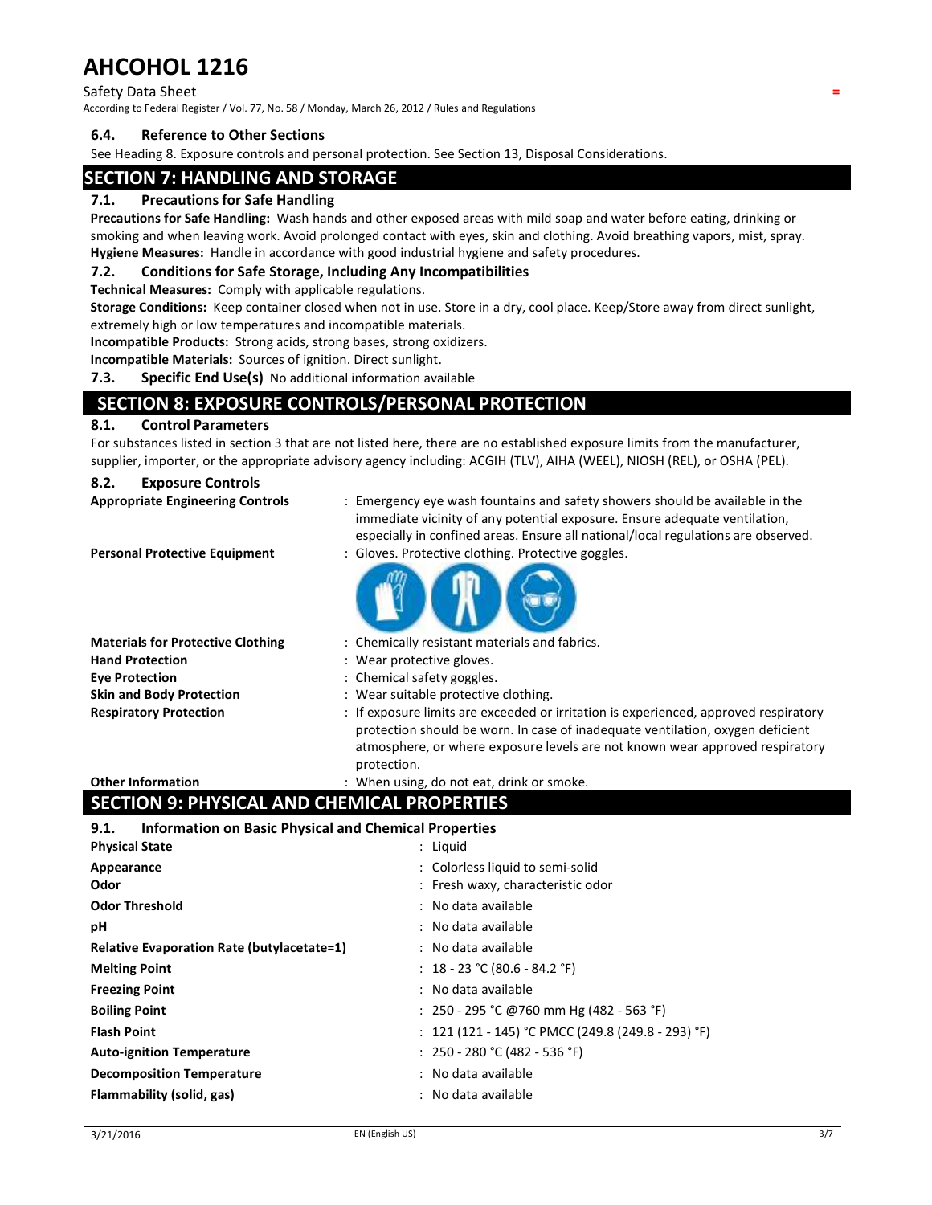### 6.4. Reference to Other Sections

See Heading 8. Exposure controls and personal protection. See Section 13, Disposal Considerations.

## SECTION 7: HANDLING AND STORAGE

### 7.1. Precautions for Safe Handling

**Precautions for Safe Handling:** Wash hands and other exposed areas with mild soap and water before eating, drinking or smoking and when leaving work. Avoid prolonged contact with eyes, skin and clothing. Avoid breathing vapors, mist, spray.

**Hygiene Measures:** Handle in accordance with good industrial hygiene and safety procedures.

### 7.2. Conditions for Safe Storage, Including Any Incompatibilities

**Technical Measures:** Comply with applicable regulations.

**Storage Conditions:** Keep container closed when not in use. Store in a dry, cool place. Keep/Store away from direct sunlight, extremely high or low temperatures and incompatible materials.

**Incompatible Products:** Strong acids, strong bases, strong oxidizers.

**Incompatible Materials:** Sources of ignition. Direct sunlight.

### 7.3. Specific End Use(s)

No additional information available

## SECTION 8: EXPOSURE CONTROLS/PERSONAL PROTECTION

### 8.1. Control Parameters

For substances listed in section 3 that are not listed here, there are no established exposure limits from the manufacturer, supplier, importer, or the appropriate advisory agency including: ACGIH (TLV), AIHA (WEEL), NIOSH (REL), or OSHA (PEL).

### 8.2. Exposure Controls

**Appropriate Engineering Controls** : Emergency eye wash fountains and safety showers should be available in the immediate vicinity of any potential exposure. Ensure adequate ventilation, especially in confined areas. Ensure all national/local regulations are observed.

**Personal Protective Equipment** : Gloves. Protective clothing. Protective goggles.

**Materials for Protective Clothing** : Chemically resistant materials and fabrics.

**Hand Protection** : Wear protective gloves.

**Eye Protection** : Chemical safety goggles.

**Skin and Body Protection** : Wear suitable protective clothing.

**Respiratory Protection** : If exposure limits are exceeded or irritation is experienced, approved respiratory protection should be worn. In case of inadequate ventilation, oxygen deficient atmosphere, or where exposure levels are not known wear approved respiratory protection.

**Other Information** : When using, do not eat, drink or smoke.

## SECTION 9: PHYSICAL AND CHEMICAL PROPERTIES

### 9.1. Information on Basic Physical and Chemical Properties

| Property | Value |
|---|---|
| **Physical State** | Liquid |
| **Appearance** | Colorless liquid to semi-solid |
| **Odor** | Fresh waxy, characteristic odor |
| **Odor Threshold** | No data available |
| **pH** | No data available |
| **Relative Evaporation Rate (butylacetate=1)** | No data available |
| **Melting Point** | 18 - 23 °C (80.6 - 84.2 °F) |
| **Freezing Point** | No data available |
| **Boiling Point** | 250 - 295 °C @760 mm Hg (482 - 563 °F) |
| **Flash Point** | 121 (121 - 145) °C PMCC (249.8 (249.8 - 293) °F) |
| **Auto-ignition Temperature** | 250 - 280 °C (482 - 536 °F) |
| **Decomposition Temperature** | No data available |
| **Flammability (solid, gas)** | No data available |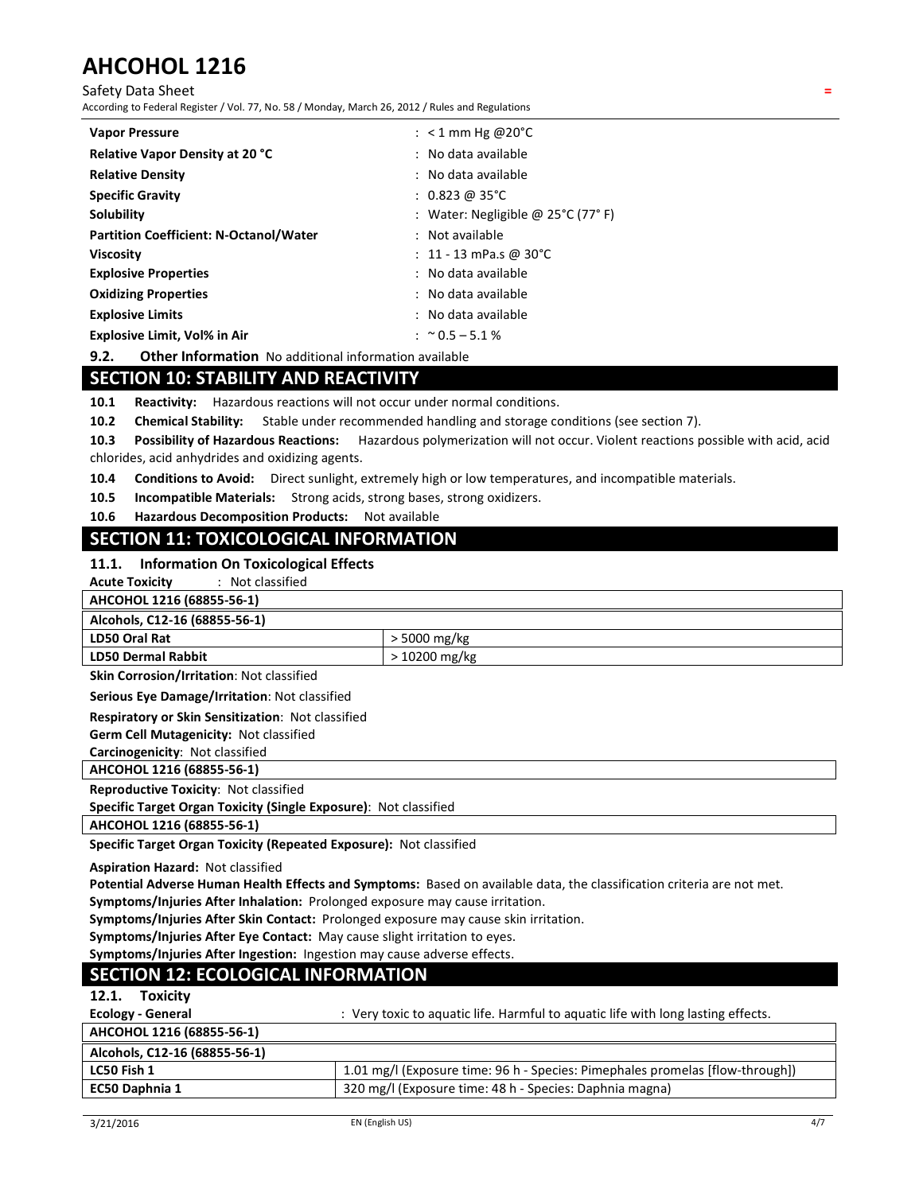| | |
|---|---|
| **Vapor Pressure** | : < 1 mm Hg @20°C |
| **Relative Vapor Density at 20 °C** | : No data available |
| **Relative Density** | : No data available |
| **Specific Gravity** | : 0.823 @ 35°C |
| **Solubility** | : Water: Negligible @ 25°C (77° F) |
| **Partition Coefficient: N-Octanol/Water** | : Not available |
| **Viscosity** | : 11 - 13 mPa.s @ 30°C |
| **Explosive Properties** | : No data available |
| **Oxidizing Properties** | : No data available |
| **Explosive Limits** | : No data available |
| **Explosive Limit, Vol% in Air** | : ~0.5 – 5.1 % |

**9.2. Other Information** No additional information available

## SECTION 10: STABILITY AND REACTIVITY

**10.1 Reactivity:** Hazardous reactions will not occur under normal conditions.

**10.2 Chemical Stability:** Stable under recommended handling and storage conditions (see section 7).

**10.3 Possibility of Hazardous Reactions:** Hazardous polymerization will not occur. Violent reactions possible with acid, acid chlorides, acid anhydrides and oxidizing agents.

**10.4 Conditions to Avoid:** Direct sunlight, extremely high or low temperatures, and incompatible materials.

**10.5 Incompatible Materials:** Strong acids, strong bases, strong oxidizers.

**10.6 Hazardous Decomposition Products:** Not available

## SECTION 11: TOXICOLOGICAL INFORMATION

### 11.1. Information On Toxicological Effects

**Acute Toxicity** : Not classified

| AHCOHOL 1216 (68855-56-1) | |
|---|---|
| **Alcohols, C12-16 (68855-56-1)** | |
| **LD50 Oral Rat** | > 5000 mg/kg |
| **LD50 Dermal Rabbit** | > 10200 mg/kg |

**Skin Corrosion/Irritation**: Not classified

**Serious Eye Damage/Irritation**: Not classified

**Respiratory or Skin Sensitization**: Not classified

**Germ Cell Mutagenicity:** Not classified

**Carcinogenicity**: Not classified

| AHCOHOL 1216 (68855-56-1) |
|---|

**Reproductive Toxicity**: Not classified

**Specific Target Organ Toxicity (Single Exposure)**: Not classified

| AHCOHOL 1216 (68855-56-1) |
|---|

**Specific Target Organ Toxicity (Repeated Exposure):** Not classified

**Aspiration Hazard:** Not classified

**Potential Adverse Human Health Effects and Symptoms:** Based on available data, the classification criteria are not met.

**Symptoms/Injuries After Inhalation:** Prolonged exposure may cause irritation.

**Symptoms/Injuries After Skin Contact:** Prolonged exposure may cause skin irritation.

**Symptoms/Injuries After Eye Contact:** May cause slight irritation to eyes.

**Symptoms/Injuries After Ingestion:** Ingestion may cause adverse effects.

## SECTION 12: ECOLOGICAL INFORMATION

### 12.1. Toxicity

**Ecology - General** : Very toxic to aquatic life. Harmful to aquatic life with long lasting effects.

| AHCOHOL 1216 (68855-56-1) | |
|---|---|
| **Alcohols, C12-16 (68855-56-1)** | |
| **LC50 Fish 1** | 1.01 mg/l (Exposure time: 96 h - Species: Pimephales promelas [flow-through]) |
| **EC50 Daphnia 1** | 320 mg/l (Exposure time: 48 h - Species: Daphnia magna) |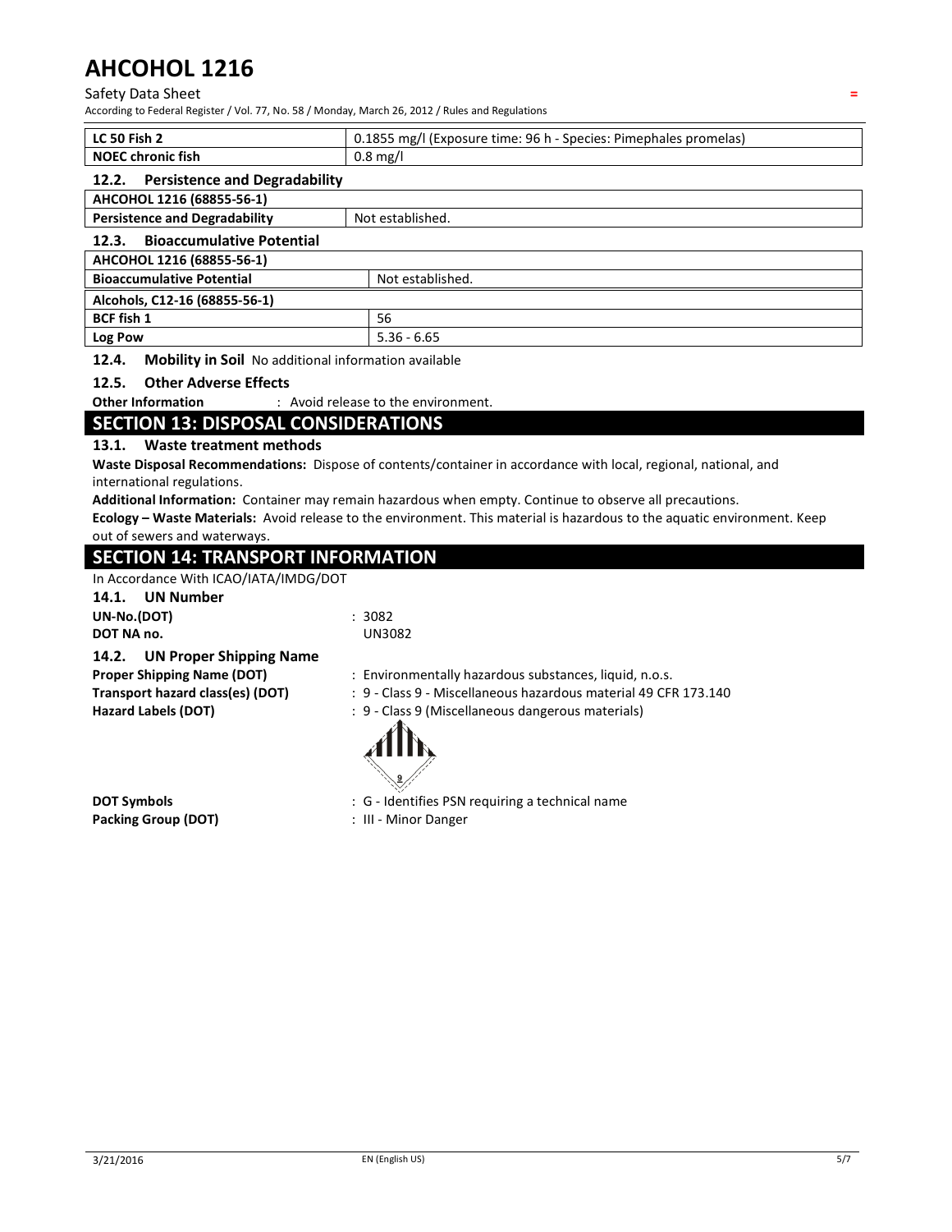| LC 50 Fish 2 | 0.1855 mg/l (Exposure time: 96 h - Species: Pimephales promelas) |
|---|---|
| NOEC chronic fish | 0.8 mg/l |

### 12.2. Persistence and Degradability

| AHCOHOL 1216 (68855-56-1) | |
|---|---|
| Persistence and Degradability | Not established. |

### 12.3. Bioaccumulative Potential

| AHCOHOL 1216 (68855-56-1) | |
|---|---|
| Bioaccumulative Potential | Not established. |

| Alcohols, C12-16 (68855-56-1) | |
|---|---|
| BCF fish 1 | 56 |
| Log Pow | 5.36 - 6.65 |

### 12.4. Mobility in Soil

No additional information available

### 12.5. Other Adverse Effects

**Other Information** : Avoid release to the environment.

## SECTION 13: DISPOSAL CONSIDERATIONS

### 13.1. Waste treatment methods

**Waste Disposal Recommendations:** Dispose of contents/container in accordance with local, regional, national, and international regulations.

**Additional Information:** Container may remain hazardous when empty. Continue to observe all precautions.

**Ecology – Waste Materials:** Avoid release to the environment. This material is hazardous to the aquatic environment. Keep out of sewers and waterways.

## SECTION 14: TRANSPORT INFORMATION

In Accordance With ICAO/IATA/IMDG/DOT

### 14.1. UN Number

**UN-No.(DOT)** : 3082

**DOT NA no.** UN3082

### 14.2. UN Proper Shipping Name

**Proper Shipping Name (DOT)** : Environmentally hazardous substances, liquid, n.o.s.

**Transport hazard class(es) (DOT)** : 9 - Class 9 - Miscellaneous hazardous material 49 CFR 173.140

**Hazard Labels (DOT)** : 9 - Class 9 (Miscellaneous dangerous materials)

**DOT Symbols** : G - Identifies PSN requiring a technical name

**Packing Group (DOT)** : III - Minor Danger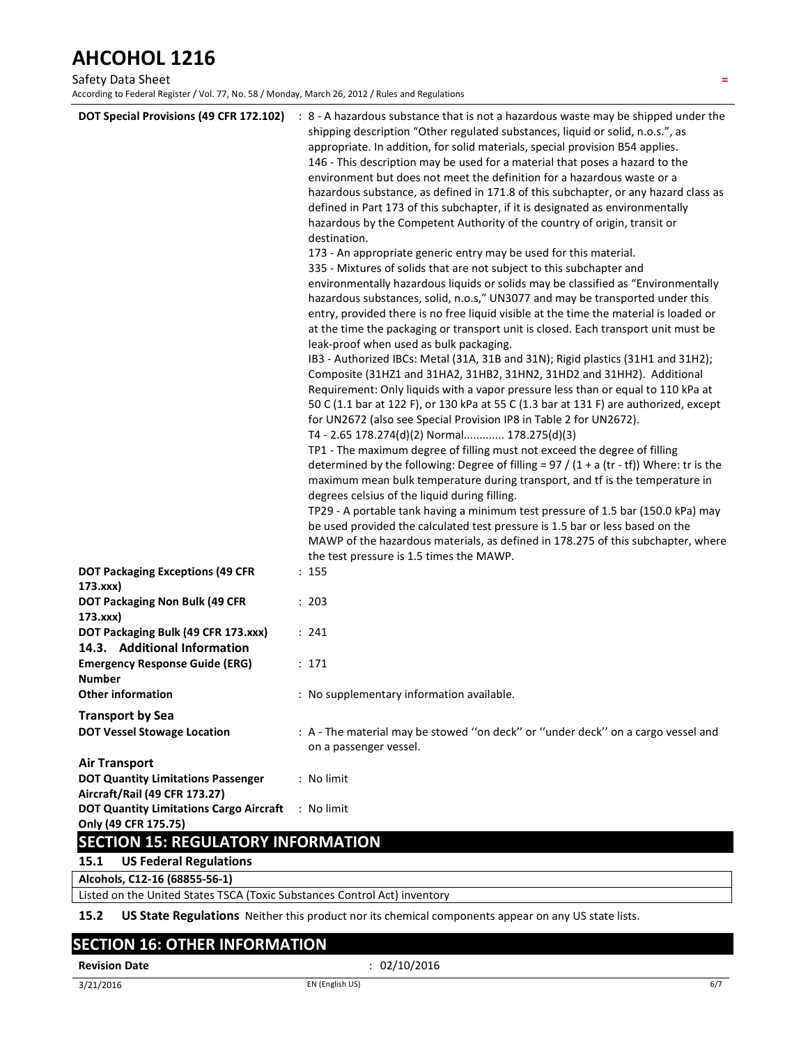**DOT Special Provisions (49 CFR 172.102)** : 8 - A hazardous substance that is not a hazardous waste may be shipped under the shipping description "Other regulated substances, liquid or solid, n.o.s.", as appropriate. In addition, for solid materials, special provision B54 applies.
146 - This description may be used for a material that poses a hazard to the environment but does not meet the definition for a hazardous waste or a hazardous substance, as defined in 171.8 of this subchapter, or any hazard class as defined in Part 173 of this subchapter, if it is designated as environmentally hazardous by the Competent Authority of the country of origin, transit or destination.
173 - An appropriate generic entry may be used for this material.
335 - Mixtures of solids that are not subject to this subchapter and environmentally hazardous liquids or solids may be classified as "Environmentally hazardous substances, solid, n.o.s," UN3077 and may be transported under this entry, provided there is no free liquid visible at the time the material is loaded or at the time the packaging or transport unit is closed. Each transport unit must be leak-proof when used as bulk packaging.
IB3 - Authorized IBCs: Metal (31A, 31B and 31N); Rigid plastics (31H1 and 31H2); Composite (31HZ1 and 31HA2, 31HB2, 31HN2, 31HD2 and 31HH2). Additional Requirement: Only liquids with a vapor pressure less than or equal to 110 kPa at 50 C (1.1 bar at 122 F), or 130 kPa at 55 C (1.3 bar at 131 F) are authorized, except for UN2672 (also see Special Provision IP8 in Table 2 for UN2672).
T4 - 2.65 178.274(d)(2) Normal............. 178.275(d)(3)
TP1 - The maximum degree of filling must not exceed the degree of filling determined by the following: Degree of filling = 97 / (1 + a (tr - tf)) Where: tr is the maximum mean bulk temperature during transport, and tf is the temperature in degrees celsius of the liquid during filling.
TP29 - A portable tank having a minimum test pressure of 1.5 bar (150.0 kPa) may be used provided the calculated test pressure is 1.5 bar or less based on the MAWP of the hazardous materials, as defined in 178.275 of this subchapter, where the test pressure is 1.5 times the MAWP.

**DOT Packaging Exceptions (49 CFR 173.xxx)** : 155

**DOT Packaging Non Bulk (49 CFR 173.xxx)** : 203

**DOT Packaging Bulk (49 CFR 173.xxx)** : 241

### 14.3. Additional Information

**Emergency Response Guide (ERG) Number** : 171

**Other information** : No supplementary information available.

**Transport by Sea**

**DOT Vessel Stowage Location** : A - The material may be stowed ''on deck'' or ''under deck'' on a cargo vessel and on a passenger vessel.

**Air Transport**

**DOT Quantity Limitations Passenger Aircraft/Rail (49 CFR 173.27)** : No limit

**DOT Quantity Limitations Cargo Aircraft Only (49 CFR 175.75)** : No limit

## SECTION 15: REGULATORY INFORMATION

### 15.1 US Federal Regulations

| Alcohols, C12-16 (68855-56-1) |
| --- |
| Listed on the United States TSCA (Toxic Substances Control Act) inventory |

**15.2 US State Regulations** Neither this product nor its chemical components appear on any US state lists.

## SECTION 16: OTHER INFORMATION

**Revision Date** : 02/10/2016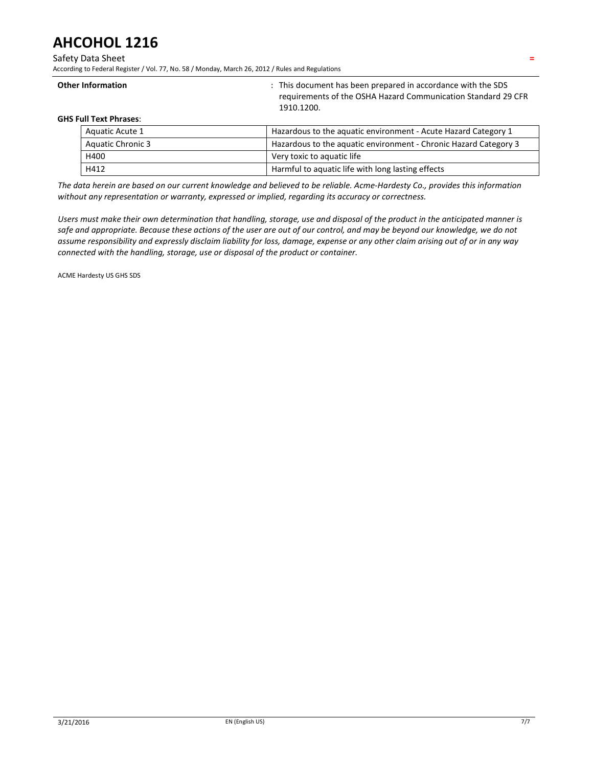**Other Information** : This document has been prepared in accordance with the SDS requirements of the OSHA Hazard Communication Standard 29 CFR 1910.1200.

**GHS Full Text Phrases**:

| | |
|---|---|
| Aquatic Acute 1 | Hazardous to the aquatic environment - Acute Hazard Category 1 |
| Aquatic Chronic 3 | Hazardous to the aquatic environment - Chronic Hazard Category 3 |
| H400 | Very toxic to aquatic life |
| H412 | Harmful to aquatic life with long lasting effects |

*The data herein are based on our current knowledge and believed to be reliable. Acme-Hardesty Co., provides this information without any representation or warranty, expressed or implied, regarding its accuracy or correctness.*

*Users must make their own determination that handling, storage, use and disposal of the product in the anticipated manner is safe and appropriate. Because these actions of the user are out of our control, and may be beyond our knowledge, we do not assume responsibility and expressly disclaim liability for loss, damage, expense or any other claim arising out of or in any way connected with the handling, storage, use or disposal of the product or container.*

ACME Hardesty US GHS SDS